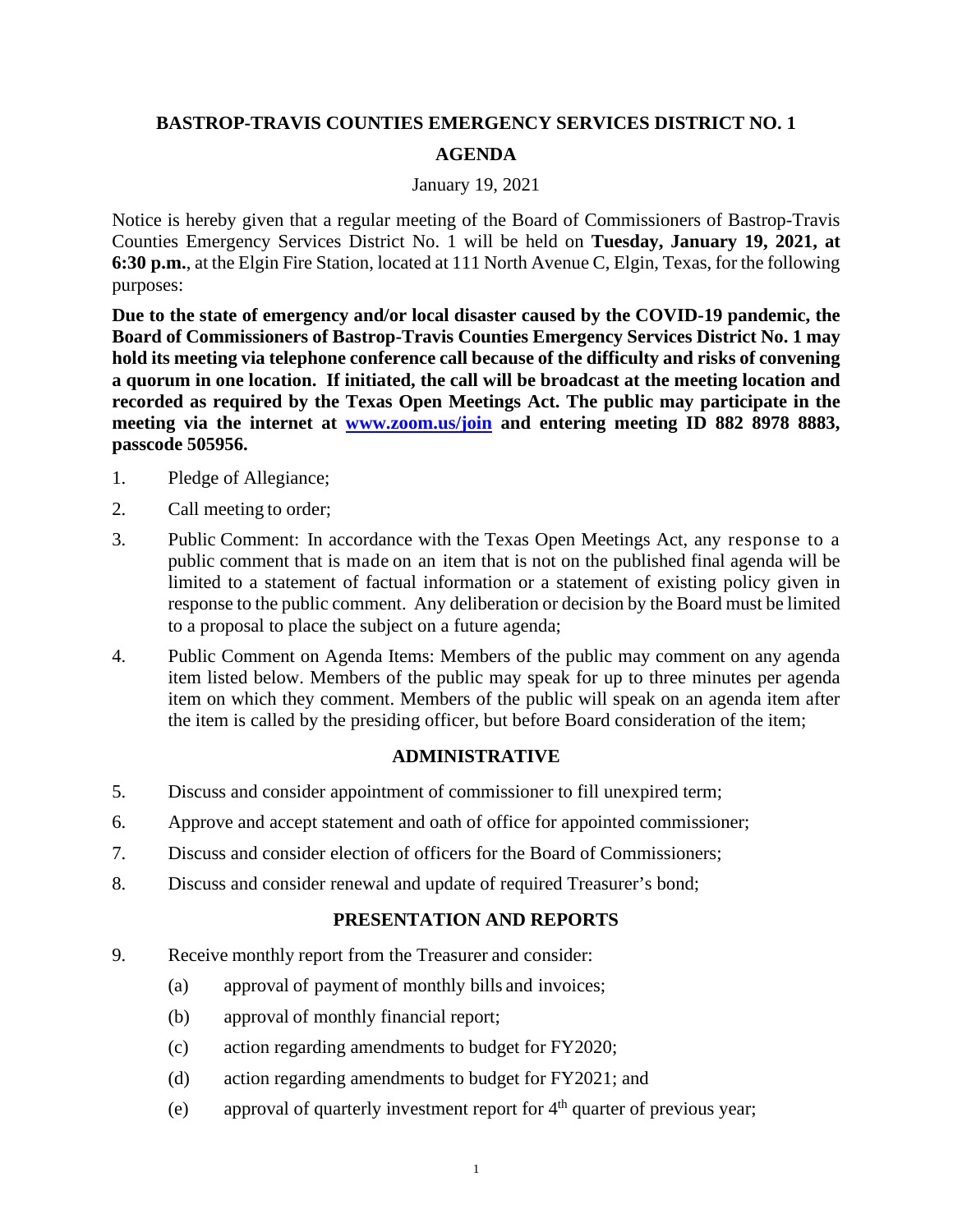# BASTROP-TRAVIS COUNTIES EMERGENCY SERVICES DISTRICT NO. 1

## AGENDA

January 19, 2021

Notice is hereby given that a regular meeting of the Board of Commissioners of Bastrop-Travis Counties Emergency Services District No. 1 will be held on **Tuesday, January 19, 2021, at 6:30 p.m.**, at the Elgin Fire Station, located at 111 North Avenue C, Elgin, Texas, for the following purposes:

**Due to the state of emergency and/or local disaster caused by the COVID-19 pandemic, the Board of Commissioners of Bastrop-Travis Counties Emergency Services District No. 1 may hold its meeting via telephone conference call because of the difficulty and risks of convening a quorum in one location. If initiated, the call will be broadcast at the meeting location and recorded as required by the Texas Open Meetings Act. The public may participate in the meeting via the internet at [www.zoom.us/join](www.zoom.us/join) and entering meeting ID 882 8978 8883, passcode 505956.**

1. Pledge of Allegiance;
2. Call meeting to order;
3. Public Comment: In accordance with the Texas Open Meetings Act, any response to a public comment that is made on an item that is not on the published final agenda will be limited to a statement of factual information or a statement of existing policy given in response to the public comment. Any deliberation or decision by the Board must be limited to a proposal to place the subject on a future agenda;
4. Public Comment on Agenda Items: Members of the public may comment on any agenda item listed below. Members of the public may speak for up to three minutes per agenda item on which they comment. Members of the public will speak on an agenda item after the item is called by the presiding officer, but before Board consideration of the item;

### ADMINISTRATIVE

5. Discuss and consider appointment of commissioner to fill unexpired term;
6. Approve and accept statement and oath of office for appointed commissioner;
7. Discuss and consider election of officers for the Board of Commissioners;
8. Discuss and consider renewal and update of required Treasurer's bond;

### PRESENTATION AND REPORTS

9. Receive monthly report from the Treasurer and consider:
   - (a) approval of payment of monthly bills and invoices;
   - (b) approval of monthly financial report;
   - (c) action regarding amendments to budget for FY2020;
   - (d) action regarding amendments to budget for FY2021; and
   - (e) approval of quarterly investment report for 4th quarter of previous year;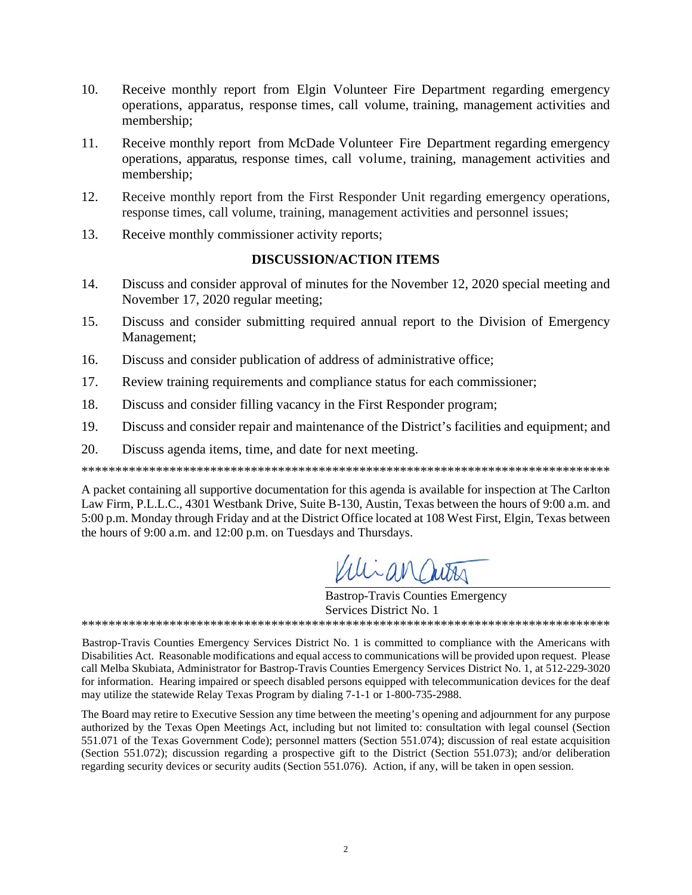10. Receive monthly report from Elgin Volunteer Fire Department regarding emergency operations, apparatus, response times, call volume, training, management activities and membership;

11. Receive monthly report from McDade Volunteer Fire Department regarding emergency operations, apparatus, response times, call volume, training, management activities and membership;

12. Receive monthly report from the First Responder Unit regarding emergency operations, response times, call volume, training, management activities and personnel issues;

13. Receive monthly commissioner activity reports;

## DISCUSSION/ACTION ITEMS

14. Discuss and consider approval of minutes for the November 12, 2020 special meeting and November 17, 2020 regular meeting;

15. Discuss and consider submitting required annual report to the Division of Emergency Management;

16. Discuss and consider publication of address of administrative office;

17. Review training requirements and compliance status for each commissioner;

18. Discuss and consider filling vacancy in the First Responder program;

19. Discuss and consider repair and maintenance of the District's facilities and equipment; and

20. Discuss agenda items, time, and date for next meeting.

*******************************************************************************

A packet containing all supportive documentation for this agenda is available for inspection at The Carlton Law Firm, P.L.L.C., 4301 Westbank Drive, Suite B-130, Austin, Texas between the hours of 9:00 a.m. and 5:00 p.m. Monday through Friday and at the District Office located at 108 West First, Elgin, Texas between the hours of 9:00 a.m. and 12:00 p.m. on Tuesdays and Thursdays.

Bastrop-Travis Counties Emergency Services District No. 1

*******************************************************************************

Bastrop-Travis Counties Emergency Services District No. 1 is committed to compliance with the Americans with Disabilities Act. Reasonable modifications and equal access to communications will be provided upon request. Please call Melba Skubiata, Administrator for Bastrop-Travis Counties Emergency Services District No. 1, at 512-229-3020 for information. Hearing impaired or speech disabled persons equipped with telecommunication devices for the deaf may utilize the statewide Relay Texas Program by dialing 7-1-1 or 1-800-735-2988.

The Board may retire to Executive Session any time between the meeting's opening and adjournment for any purpose authorized by the Texas Open Meetings Act, including but not limited to: consultation with legal counsel (Section 551.071 of the Texas Government Code); personnel matters (Section 551.074); discussion of real estate acquisition (Section 551.072); discussion regarding a prospective gift to the District (Section 551.073); and/or deliberation regarding security devices or security audits (Section 551.076). Action, if any, will be taken in open session.